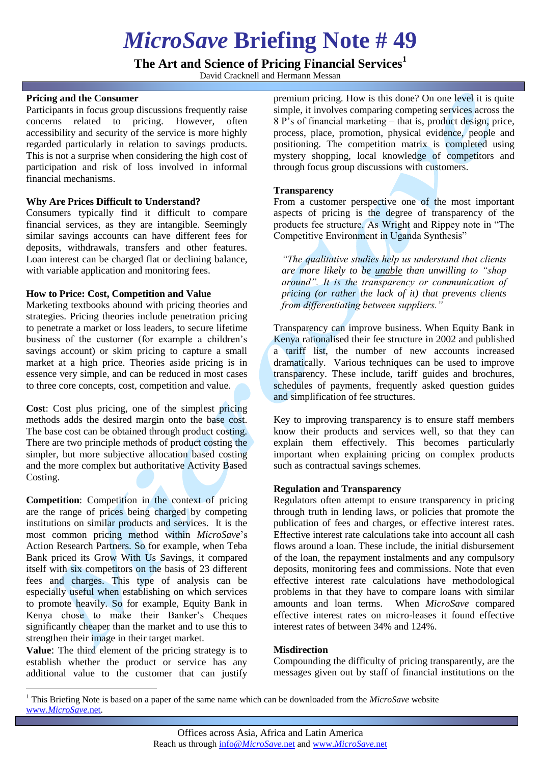# *MicroSave* Briefing Note # 49

## The Art and Science of Pricing Financial Services[1]

David Cracknell and Hermann Messan

**Pricing and the Consumer**

Participants in focus group discussions frequently raise concerns related to pricing. However, often accessibility and security of the service is more highly regarded particularly in relation to savings products. This is not a surprise when considering the high cost of participation and risk of loss involved in informal financial mechanisms.

**Why Are Prices Difficult to Understand?**

Consumers typically find it difficult to compare financial services, as they are intangible. Seemingly similar savings accounts can have different fees for deposits, withdrawals, transfers and other features. Loan interest can be charged flat or declining balance, with variable application and monitoring fees.

**How to Price: Cost, Competition and Value**

Marketing textbooks abound with pricing theories and strategies. Pricing theories include penetration pricing to penetrate a market or loss leaders, to secure lifetime business of the customer (for example a children's savings account) or skim pricing to capture a small market at a high price. Theories aside pricing is in essence very simple, and can be reduced in most cases to three core concepts, cost, competition and value.

**Cost**: Cost plus pricing, one of the simplest pricing methods adds the desired margin onto the base cost. The base cost can be obtained through product costing. There are two principle methods of product costing the simpler, but more subjective allocation based costing and the more complex but authoritative Activity Based Costing.

**Competition**: Competition in the context of pricing are the range of prices being charged by competing institutions on similar products and services. It is the most common pricing method within *MicroSave*'s Action Research Partners. So for example, when Teba Bank priced its Grow With Us Savings, it compared itself with six competitors on the basis of 23 different fees and charges. This type of analysis can be especially useful when establishing on which services to promote heavily. So for example, Equity Bank in Kenya chose to make their Banker's Cheques significantly cheaper than the market and to use this to strengthen their image in their target market.

**Value**: The third element of the pricing strategy is to establish whether the product or service has any additional value to the customer that can justify premium pricing. How is this done? On one level it is quite simple, it involves comparing competing services across the 8 P's of financial marketing – that is, product design, price, process, place, promotion, physical evidence, people and positioning. The competition matrix is completed using mystery shopping, local knowledge of competitors and through focus group discussions with customers.

**Transparency**

From a customer perspective one of the most important aspects of pricing is the degree of transparency of the products fee structure. As Wright and Rippey note in "The Competitive Environment in Uganda Synthesis"

> *"The qualitative studies help us understand that clients are more likely to be* unable *than unwilling to "shop around". It is the transparency or communication of pricing (or rather the lack of it) that prevents clients from differentiating between suppliers."*

Transparency can improve business. When Equity Bank in Kenya rationalised their fee structure in 2002 and published a tariff list, the number of new accounts increased dramatically. Various techniques can be used to improve transparency. These include, tariff guides and brochures, schedules of payments, frequently asked question guides and simplification of fee structures.

Key to improving transparency is to ensure staff members know their products and services well, so that they can explain them effectively. This becomes particularly important when explaining pricing on complex products such as contractual savings schemes.

**Regulation and Transparency**

Regulators often attempt to ensure transparency in pricing through truth in lending laws, or policies that promote the publication of fees and charges, or effective interest rates. Effective interest rate calculations take into account all cash flows around a loan. These include, the initial disbursement of the loan, the repayment instalments and any compulsory deposits, monitoring fees and commissions. Note that even effective interest rate calculations have methodological problems in that they have to compare loans with similar amounts and loan terms. When *MicroSave* compared effective interest rates on micro-leases it found effective interest rates of between 34% and 124%.

**Misdirection**

Compounding the difficulty of pricing transparently, are the messages given out by staff of financial institutions on the

[1] This Briefing Note is based on a paper of the same name which can be downloaded from the *MicroSave* website www.*MicroSave*.net.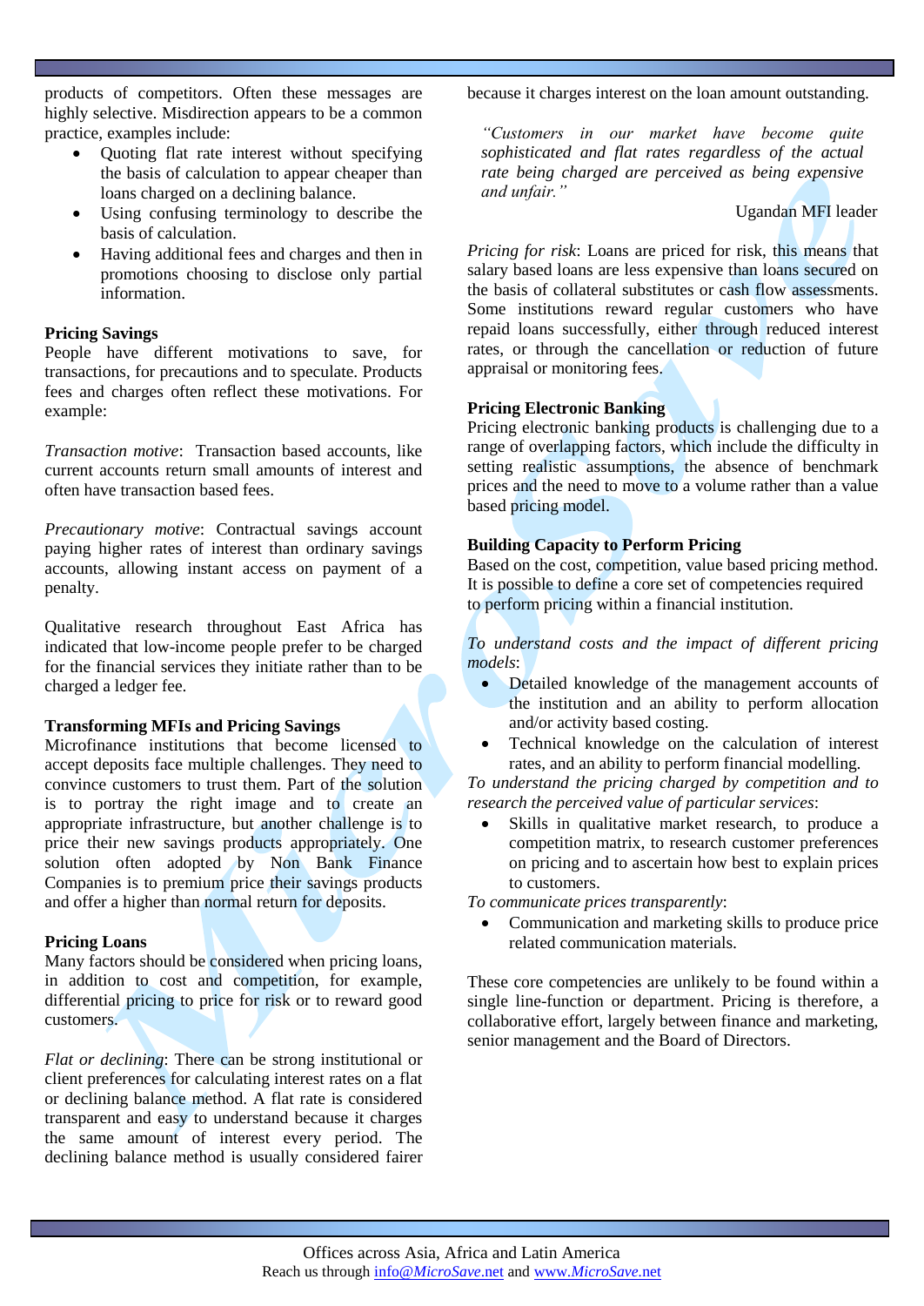products of competitors. Often these messages are highly selective. Misdirection appears to be a common practice, examples include:

- Quoting flat rate interest without specifying the basis of calculation to appear cheaper than loans charged on a declining balance.
- Using confusing terminology to describe the basis of calculation.
- Having additional fees and charges and then in promotions choosing to disclose only partial information.

**Pricing Savings**

People have different motivations to save, for transactions, for precautions and to speculate. Products fees and charges often reflect these motivations. For example:

*Transaction motive*: Transaction based accounts, like current accounts return small amounts of interest and often have transaction based fees.

*Precautionary motive*: Contractual savings account paying higher rates of interest than ordinary savings accounts, allowing instant access on payment of a penalty.

Qualitative research throughout East Africa has indicated that low-income people prefer to be charged for the financial services they initiate rather than to be charged a ledger fee.

**Transforming MFIs and Pricing Savings**

Microfinance institutions that become licensed to accept deposits face multiple challenges. They need to convince customers to trust them. Part of the solution is to portray the right image and to create an appropriate infrastructure, but another challenge is to price their new savings products appropriately. One solution often adopted by Non Bank Finance Companies is to premium price their savings products and offer a higher than normal return for deposits.

**Pricing Loans**

Many factors should be considered when pricing loans, in addition to cost and competition, for example, differential pricing to price for risk or to reward good customers.

*Flat or declining*: There can be strong institutional or client preferences for calculating interest rates on a flat or declining balance method. A flat rate is considered transparent and easy to understand because it charges the same amount of interest every period. The declining balance method is usually considered fairer because it charges interest on the loan amount outstanding.

> *"Customers in our market have become quite sophisticated and flat rates regardless of the actual rate being charged are perceived as being expensive and unfair."*
>
> Ugandan MFI leader

*Pricing for risk*: Loans are priced for risk, this means that salary based loans are less expensive than loans secured on the basis of collateral substitutes or cash flow assessments. Some institutions reward regular customers who have repaid loans successfully, either through reduced interest rates, or through the cancellation or reduction of future appraisal or monitoring fees.

**Pricing Electronic Banking**

Pricing electronic banking products is challenging due to a range of overlapping factors, which include the difficulty in setting realistic assumptions, the absence of benchmark prices and the need to move to a volume rather than a value based pricing model.

**Building Capacity to Perform Pricing**

Based on the cost, competition, value based pricing method. It is possible to define a core set of competencies required to perform pricing within a financial institution.

*To understand costs and the impact of different pricing models*:

- Detailed knowledge of the management accounts of the institution and an ability to perform allocation and/or activity based costing.
- Technical knowledge on the calculation of interest rates, and an ability to perform financial modelling.

*To understand the pricing charged by competition and to research the perceived value of particular services*:

- Skills in qualitative market research, to produce a competition matrix, to research customer preferences on pricing and to ascertain how best to explain prices to customers.

*To communicate prices transparently*:

- Communication and marketing skills to produce price related communication materials.

These core competencies are unlikely to be found within a single line-function or department. Pricing is therefore, a collaborative effort, largely between finance and marketing, senior management and the Board of Directors.